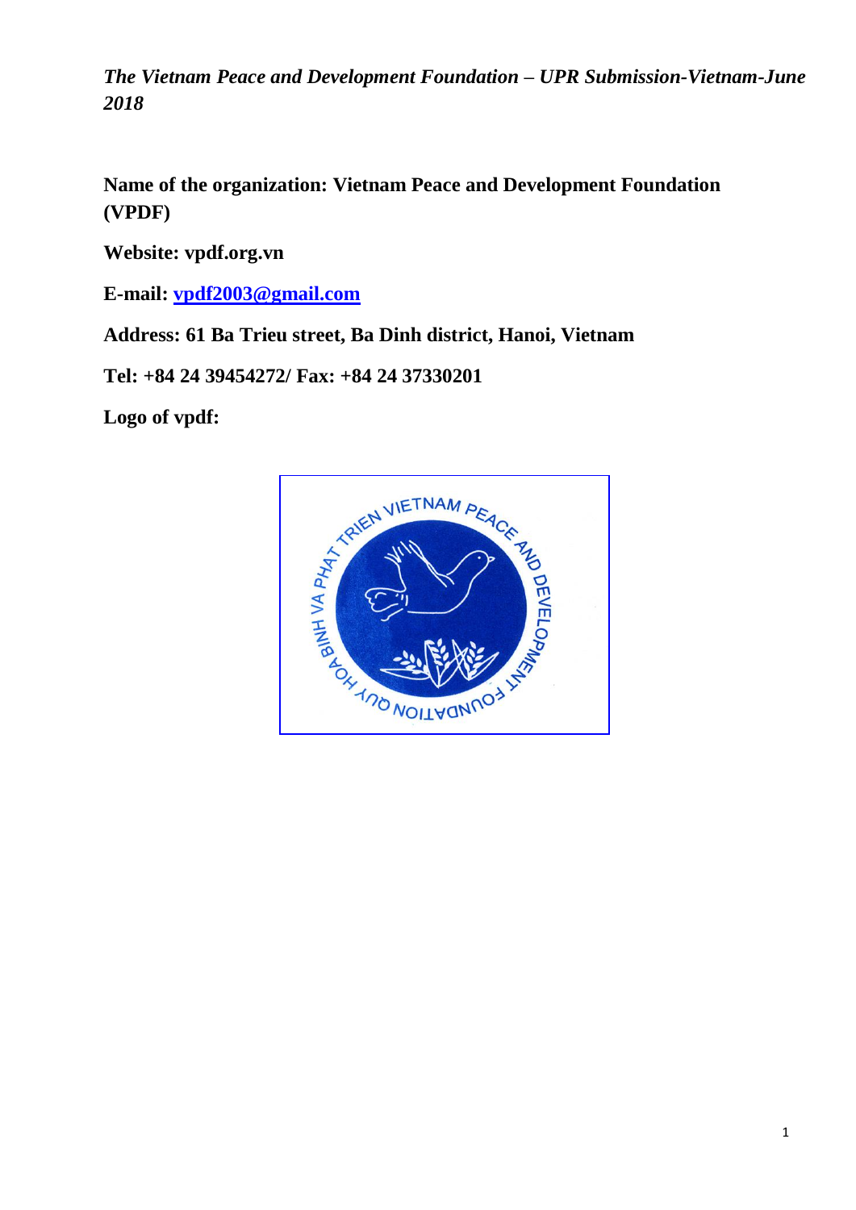*The Vietnam Peace and Development Foundation – UPR Submission-Vietnam-June 2018*

**Name of the organization: Vietnam Peace and Development Foundation (VPDF)**

**Website: vpdf.org.vn**

**E-mail: vpdf2003@gmail.com**

**Address: 61 Ba Trieu street, Ba Dinh district, Hanoi, Vietnam**

**Tel: +84 24 39454272/ Fax: +84 24 37330201**

**Logo of vpdf:**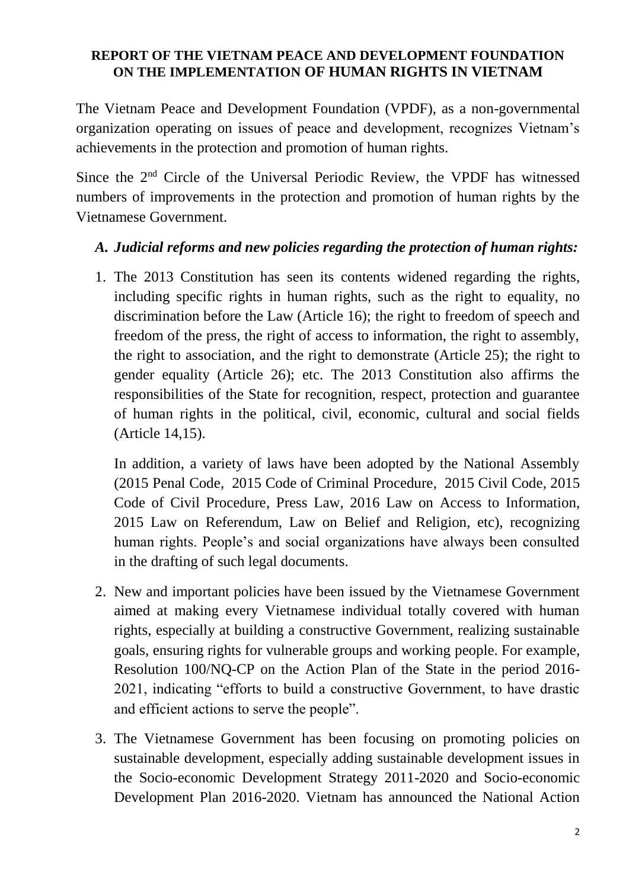**REPORT OF THE VIETNAM PEACE AND DEVELOPMENT FOUNDATION ON THE IMPLEMENTATION OF HUMAN RIGHTS IN VIETNAM**

The Vietnam Peace and Development Foundation (VPDF), as a non-governmental organization operating on issues of peace and development, recognizes Vietnam's achievements in the protection and promotion of human rights.

Since the 2nd Circle of the Universal Periodic Review, the VPDF has witnessed numbers of improvements in the protection and promotion of human rights by the Vietnamese Government.

## *A. Judicial reforms and new policies regarding the protection of human rights:*

1. The 2013 Constitution has seen its contents widened regarding the rights, including specific rights in human rights, such as the right to equality, no discrimination before the Law (Article 16); the right to freedom of speech and freedom of the press, the right of access to information, the right to assembly, the right to association, and the right to demonstrate (Article 25); the right to gender equality (Article 26); etc. The 2013 Constitution also affirms the responsibilities of the State for recognition, respect, protection and guarantee of human rights in the political, civil, economic, cultural and social fields (Article 14,15).

   In addition, a variety of laws have been adopted by the National Assembly (2015 Penal Code, 2015 Code of Criminal Procedure, 2015 Civil Code, 2015 Code of Civil Procedure, Press Law, 2016 Law on Access to Information, 2015 Law on Referendum, Law on Belief and Religion, etc), recognizing human rights. People's and social organizations have always been consulted in the drafting of such legal documents.

2. New and important policies have been issued by the Vietnamese Government aimed at making every Vietnamese individual totally covered with human rights, especially at building a constructive Government, realizing sustainable goals, ensuring rights for vulnerable groups and working people. For example, Resolution 100/NQ-CP on the Action Plan of the State in the period 2016-2021, indicating "efforts to build a constructive Government, to have drastic and efficient actions to serve the people".

3. The Vietnamese Government has been focusing on promoting policies on sustainable development, especially adding sustainable development issues in the Socio-economic Development Strategy 2011-2020 and Socio-economic Development Plan 2016-2020. Vietnam has announced the National Action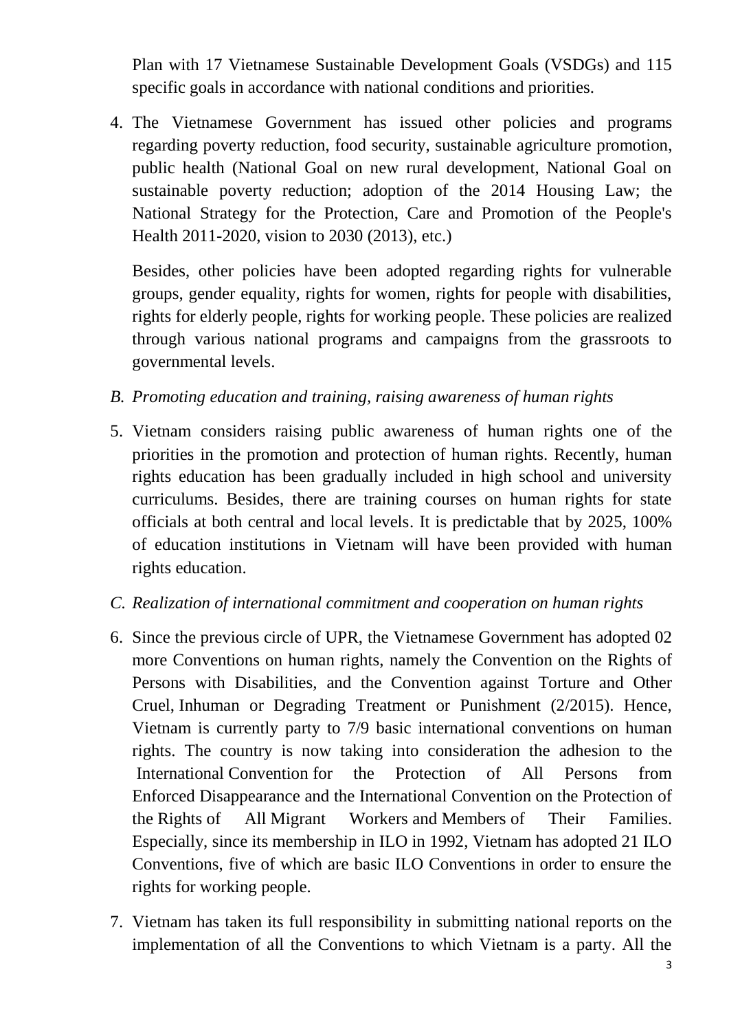Plan with 17 Vietnamese Sustainable Development Goals (VSDGs) and 115 specific goals in accordance with national conditions and priorities.

4. The Vietnamese Government has issued other policies and programs regarding poverty reduction, food security, sustainable agriculture promotion, public health (National Goal on new rural development, National Goal on sustainable poverty reduction; adoption of the 2014 Housing Law; the National Strategy for the Protection, Care and Promotion of the People's Health 2011-2020, vision to 2030 (2013), etc.)

   Besides, other policies have been adopted regarding rights for vulnerable groups, gender equality, rights for women, rights for people with disabilities, rights for elderly people, rights for working people. These policies are realized through various national programs and campaigns from the grassroots to governmental levels.

*B. Promoting education and training, raising awareness of human rights*

5. Vietnam considers raising public awareness of human rights one of the priorities in the promotion and protection of human rights. Recently, human rights education has been gradually included in high school and university curriculums. Besides, there are training courses on human rights for state officials at both central and local levels. It is predictable that by 2025, 100% of education institutions in Vietnam will have been provided with human rights education.

*C. Realization of international commitment and cooperation on human rights*

6. Since the previous circle of UPR, the Vietnamese Government has adopted 02 more Conventions on human rights, namely the Convention on the Rights of Persons with Disabilities, and the Convention against Torture and Other Cruel, Inhuman or Degrading Treatment or Punishment (2/2015). Hence, Vietnam is currently party to 7/9 basic international conventions on human rights. The country is now taking into consideration the adhesion to the International Convention for the Protection of All Persons from Enforced Disappearance and the International Convention on the Protection of the Rights of All Migrant Workers and Members of Their Families. Especially, since its membership in ILO in 1992, Vietnam has adopted 21 ILO Conventions, five of which are basic ILO Conventions in order to ensure the rights for working people.

7. Vietnam has taken its full responsibility in submitting national reports on the implementation of all the Conventions to which Vietnam is a party. All the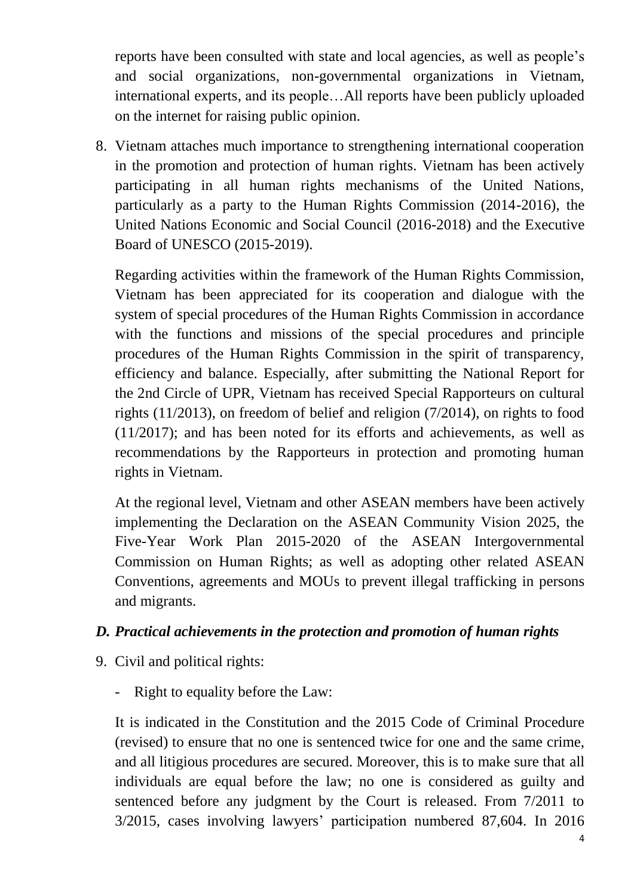reports have been consulted with state and local agencies, as well as people's and social organizations, non-governmental organizations in Vietnam, international experts, and its people…All reports have been publicly uploaded on the internet for raising public opinion.

8. Vietnam attaches much importance to strengthening international cooperation in the promotion and protection of human rights. Vietnam has been actively participating in all human rights mechanisms of the United Nations, particularly as a party to the Human Rights Commission (2014-2016), the United Nations Economic and Social Council (2016-2018) and the Executive Board of UNESCO (2015-2019).

   Regarding activities within the framework of the Human Rights Commission, Vietnam has been appreciated for its cooperation and dialogue with the system of special procedures of the Human Rights Commission in accordance with the functions and missions of the special procedures and principle procedures of the Human Rights Commission in the spirit of transparency, efficiency and balance. Especially, after submitting the National Report for the 2nd Circle of UPR, Vietnam has received Special Rapporteurs on cultural rights (11/2013), on freedom of belief and religion (7/2014), on rights to food (11/2017); and has been noted for its efforts and achievements, as well as recommendations by the Rapporteurs in protection and promoting human rights in Vietnam.

   At the regional level, Vietnam and other ASEAN members have been actively implementing the Declaration on the ASEAN Community Vision 2025, the Five-Year Work Plan 2015-2020 of the ASEAN Intergovernmental Commission on Human Rights; as well as adopting other related ASEAN Conventions, agreements and MOUs to prevent illegal trafficking in persons and migrants.

### *D. Practical achievements in the protection and promotion of human rights*

9. Civil and political rights:

   - Right to equality before the Law:

   It is indicated in the Constitution and the 2015 Code of Criminal Procedure (revised) to ensure that no one is sentenced twice for one and the same crime, and all litigious procedures are secured. Moreover, this is to make sure that all individuals are equal before the law; no one is considered as guilty and sentenced before any judgment by the Court is released. From 7/2011 to 3/2015, cases involving lawyers' participation numbered 87,604. In 2016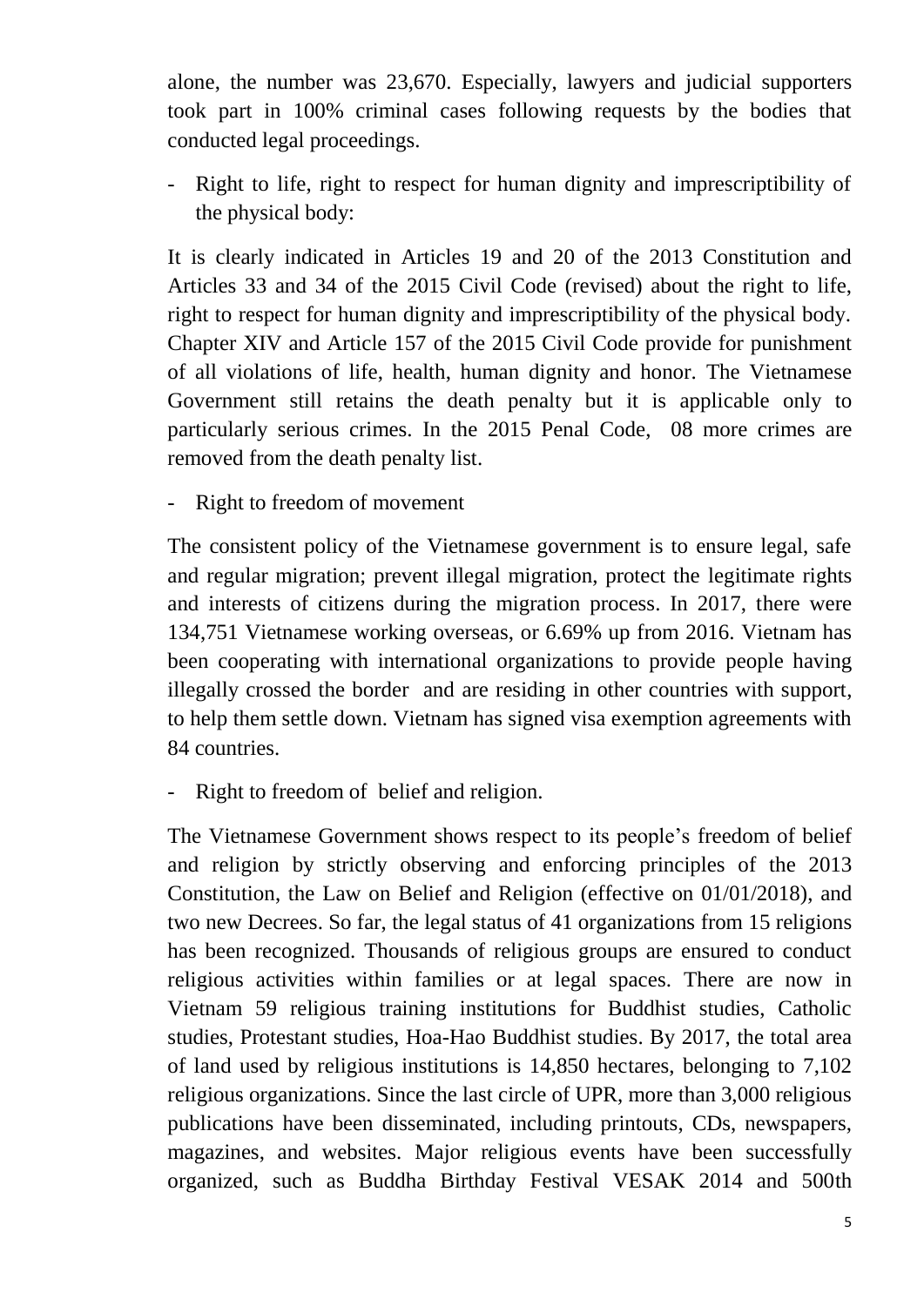alone, the number was 23,670. Especially, lawyers and judicial supporters took part in 100% criminal cases following requests by the bodies that conducted legal proceedings.

- Right to life, right to respect for human dignity and imprescriptibility of the physical body:

It is clearly indicated in Articles 19 and 20 of the 2013 Constitution and Articles 33 and 34 of the 2015 Civil Code (revised) about the right to life, right to respect for human dignity and imprescriptibility of the physical body. Chapter XIV and Article 157 of the 2015 Civil Code provide for punishment of all violations of life, health, human dignity and honor. The Vietnamese Government still retains the death penalty but it is applicable only to particularly serious crimes. In the 2015 Penal Code, 08 more crimes are removed from the death penalty list.

- Right to freedom of movement

The consistent policy of the Vietnamese government is to ensure legal, safe and regular migration; prevent illegal migration, protect the legitimate rights and interests of citizens during the migration process. In 2017, there were 134,751 Vietnamese working overseas, or 6.69% up from 2016. Vietnam has been cooperating with international organizations to provide people having illegally crossed the border and are residing in other countries with support, to help them settle down. Vietnam has signed visa exemption agreements with 84 countries.

- Right to freedom of belief and religion.

The Vietnamese Government shows respect to its people's freedom of belief and religion by strictly observing and enforcing principles of the 2013 Constitution, the Law on Belief and Religion (effective on 01/01/2018), and two new Decrees. So far, the legal status of 41 organizations from 15 religions has been recognized. Thousands of religious groups are ensured to conduct religious activities within families or at legal spaces. There are now in Vietnam 59 religious training institutions for Buddhist studies, Catholic studies, Protestant studies, Hoa-Hao Buddhist studies. By 2017, the total area of land used by religious institutions is 14,850 hectares, belonging to 7,102 religious organizations. Since the last circle of UPR, more than 3,000 religious publications have been disseminated, including printouts, CDs, newspapers, magazines, and websites. Major religious events have been successfully organized, such as Buddha Birthday Festival VESAK 2014 and 500th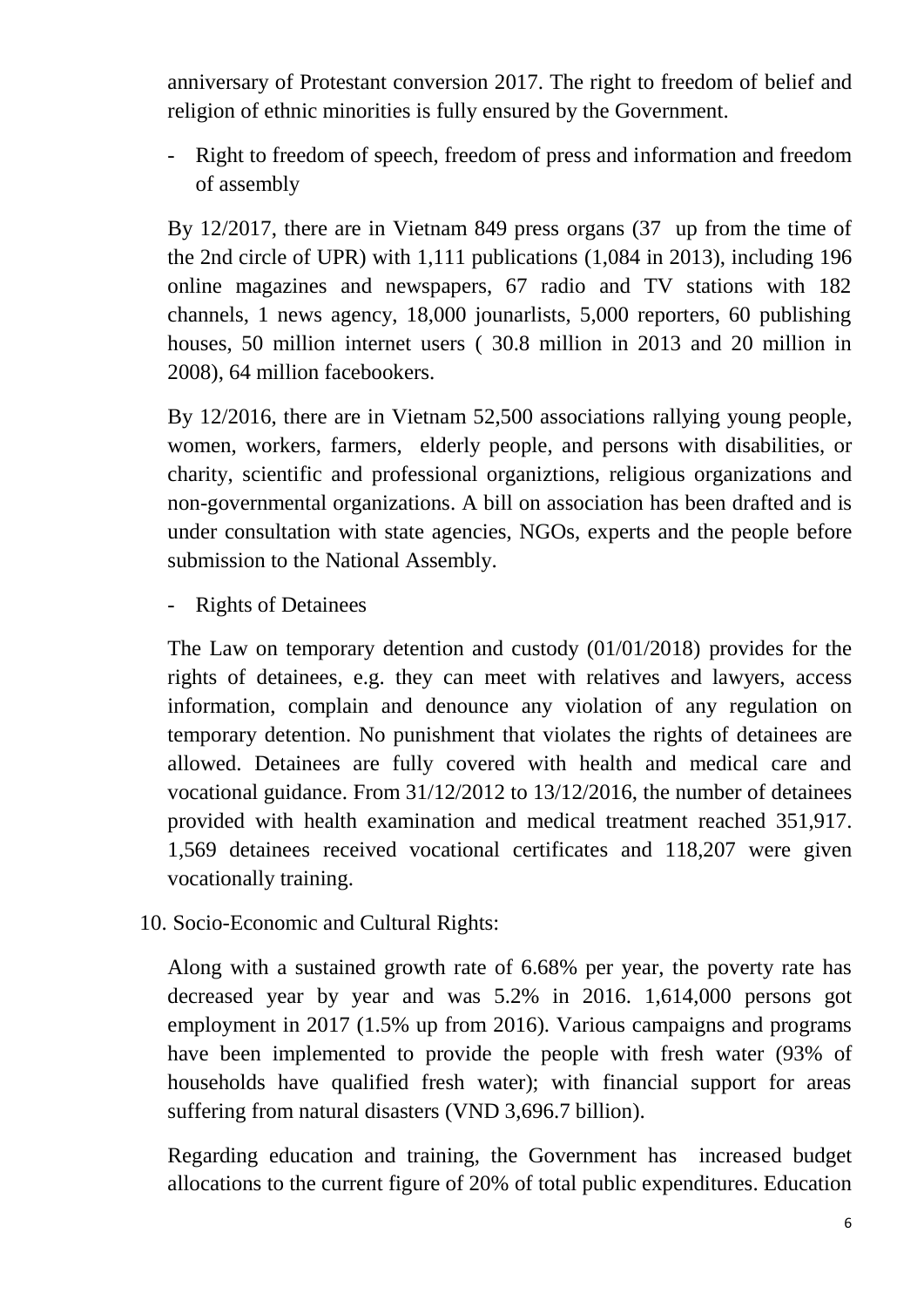anniversary of Protestant conversion 2017. The right to freedom of belief and religion of ethnic minorities is fully ensured by the Government.

- Right to freedom of speech, freedom of press and information and freedom of assembly

By 12/2017, there are in Vietnam 849 press organs (37 up from the time of the 2nd circle of UPR) with 1,111 publications (1,084 in 2013), including 196 online magazines and newspapers, 67 radio and TV stations with 182 channels, 1 news agency, 18,000 jounarlists, 5,000 reporters, 60 publishing houses, 50 million internet users ( 30.8 million in 2013 and 20 million in 2008), 64 million facebookers.

By 12/2016, there are in Vietnam 52,500 associations rallying young people, women, workers, farmers, elderly people, and persons with disabilities, or charity, scientific and professional organiztions, religious organizations and non-governmental organizations. A bill on association has been drafted and is under consultation with state agencies, NGOs, experts and the people before submission to the National Assembly.

- Rights of Detainees

The Law on temporary detention and custody (01/01/2018) provides for the rights of detainees, e.g. they can meet with relatives and lawyers, access information, complain and denounce any violation of any regulation on temporary detention. No punishment that violates the rights of detainees are allowed. Detainees are fully covered with health and medical care and vocational guidance. From 31/12/2012 to 13/12/2016, the number of detainees provided with health examination and medical treatment reached 351,917. 1,569 detainees received vocational certificates and 118,207 were given vocationally training.

10. Socio-Economic and Cultural Rights:

Along with a sustained growth rate of 6.68% per year, the poverty rate has decreased year by year and was 5.2% in 2016. 1,614,000 persons got employment in 2017 (1.5% up from 2016). Various campaigns and programs have been implemented to provide the people with fresh water (93% of households have qualified fresh water); with financial support for areas suffering from natural disasters (VND 3,696.7 billion).

Regarding education and training, the Government has increased budget allocations to the current figure of 20% of total public expenditures. Education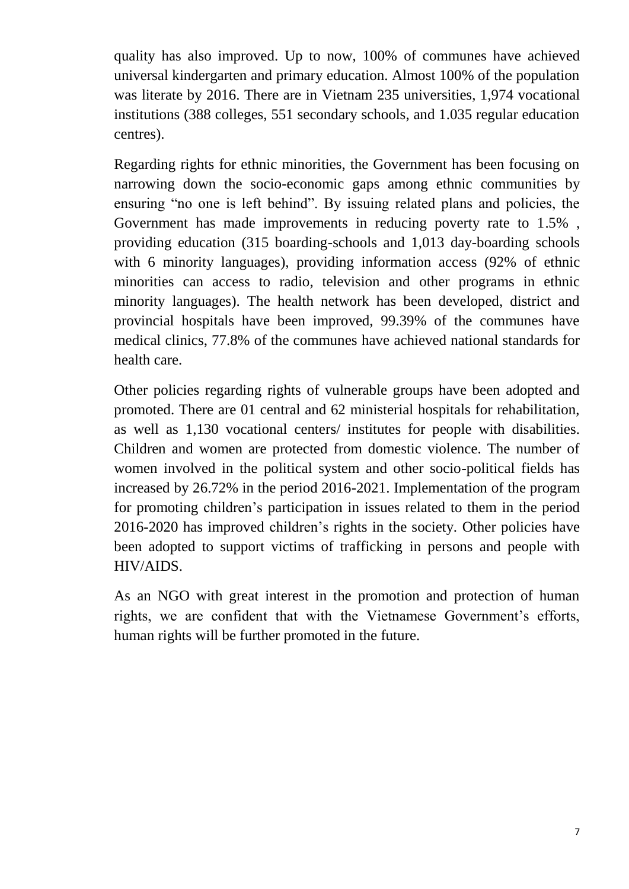quality has also improved. Up to now, 100% of communes have achieved universal kindergarten and primary education. Almost 100% of the population was literate by 2016. There are in Vietnam 235 universities, 1,974 vocational institutions (388 colleges, 551 secondary schools, and 1.035 regular education centres).

Regarding rights for ethnic minorities, the Government has been focusing on narrowing down the socio-economic gaps among ethnic communities by ensuring "no one is left behind". By issuing related plans and policies, the Government has made improvements in reducing poverty rate to 1.5% , providing education (315 boarding-schools and 1,013 day-boarding schools with 6 minority languages), providing information access (92% of ethnic minorities can access to radio, television and other programs in ethnic minority languages). The health network has been developed, district and provincial hospitals have been improved, 99.39% of the communes have medical clinics, 77.8% of the communes have achieved national standards for health care.

Other policies regarding rights of vulnerable groups have been adopted and promoted. There are 01 central and 62 ministerial hospitals for rehabilitation, as well as 1,130 vocational centers/ institutes for people with disabilities. Children and women are protected from domestic violence. The number of women involved in the political system and other socio-political fields has increased by 26.72% in the period 2016-2021. Implementation of the program for promoting children's participation in issues related to them in the period 2016-2020 has improved children's rights in the society. Other policies have been adopted to support victims of trafficking in persons and people with HIV/AIDS.

As an NGO with great interest in the promotion and protection of human rights, we are confident that with the Vietnamese Government's efforts, human rights will be further promoted in the future.